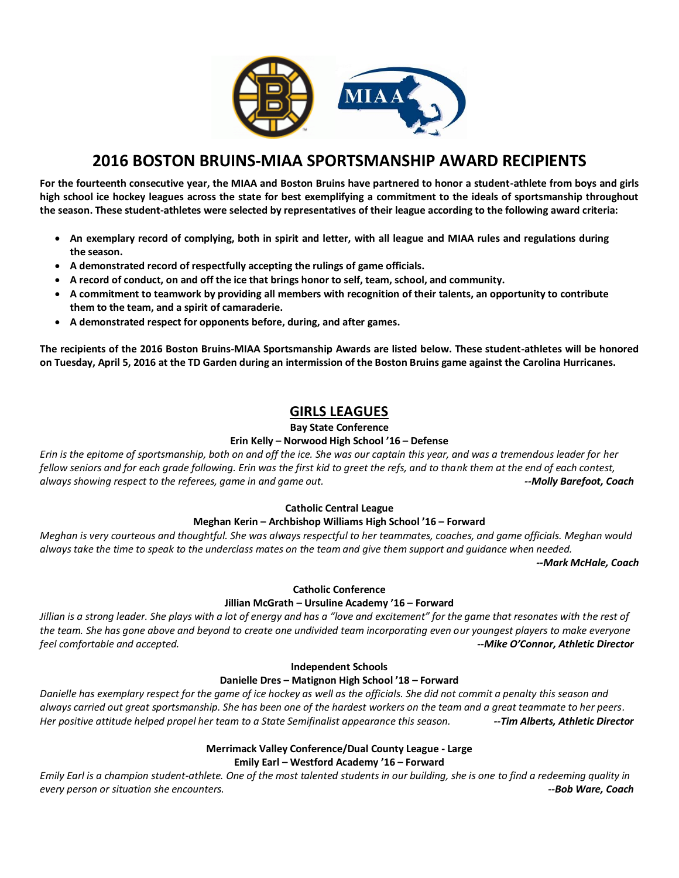# 2016 BOSTON BRUINS-MIAA SPORTSMANSHIP AWARD RECIPIENTS

**For the fourteenth consecutive year, the MIAA and Boston Bruins have partnered to honor a student-athlete from boys and girls high school ice hockey leagues across the state for best exemplifying a commitment to the ideals of sportsmanship throughout the season. These student-athletes were selected by representatives of their league according to the following award criteria:**

- **An exemplary record of complying, both in spirit and letter, with all league and MIAA rules and regulations during the season.**
- **A demonstrated record of respectfully accepting the rulings of game officials.**
- **A record of conduct, on and off the ice that brings honor to self, team, school, and community.**
- **A commitment to teamwork by providing all members with recognition of their talents, an opportunity to contribute them to the team, and a spirit of camaraderie.**
- **A demonstrated respect for opponents before, during, and after games.**

**The recipients of the 2016 Boston Bruins-MIAA Sportsmanship Awards are listed below. These student-athletes will be honored on Tuesday, April 5, 2016 at the TD Garden during an intermission of the Boston Bruins game against the Carolina Hurricanes.**

## GIRLS LEAGUES

**Bay State Conference**
**Erin Kelly – Norwood High School '16 – Defense**

*Erin is the epitome of sportsmanship, both on and off the ice. She was our captain this year, and was a tremendous leader for her fellow seniors and for each grade following. Erin was the first kid to greet the refs, and to thank them at the end of each contest, always showing respect to the referees, game in and game out.* ***--Molly Barefoot, Coach***

**Catholic Central League**
**Meghan Kerin – Archbishop Williams High School '16 – Forward**

*Meghan is very courteous and thoughtful. She was always respectful to her teammates, coaches, and game officials. Meghan would always take the time to speak to the underclass mates on the team and give them support and guidance when needed.* ***--Mark McHale, Coach***

**Catholic Conference**
**Jillian McGrath – Ursuline Academy '16 – Forward**

*Jillian is a strong leader. She plays with a lot of energy and has a "love and excitement" for the game that resonates with the rest of the team. She has gone above and beyond to create one undivided team incorporating even our youngest players to make everyone feel comfortable and accepted.* ***--Mike O'Connor, Athletic Director***

**Independent Schools**
**Danielle Dres – Matignon High School '18 – Forward**

*Danielle has exemplary respect for the game of ice hockey as well as the officials. She did not commit a penalty this season and always carried out great sportsmanship. She has been one of the hardest workers on the team and a great teammate to her peers. Her positive attitude helped propel her team to a State Semifinalist appearance this season.* ***--Tim Alberts, Athletic Director***

**Merrimack Valley Conference/Dual County League - Large**
**Emily Earl – Westford Academy '16 – Forward**

*Emily Earl is a champion student-athlete. One of the most talented students in our building, she is one to find a redeeming quality in every person or situation she encounters.* ***--Bob Ware, Coach***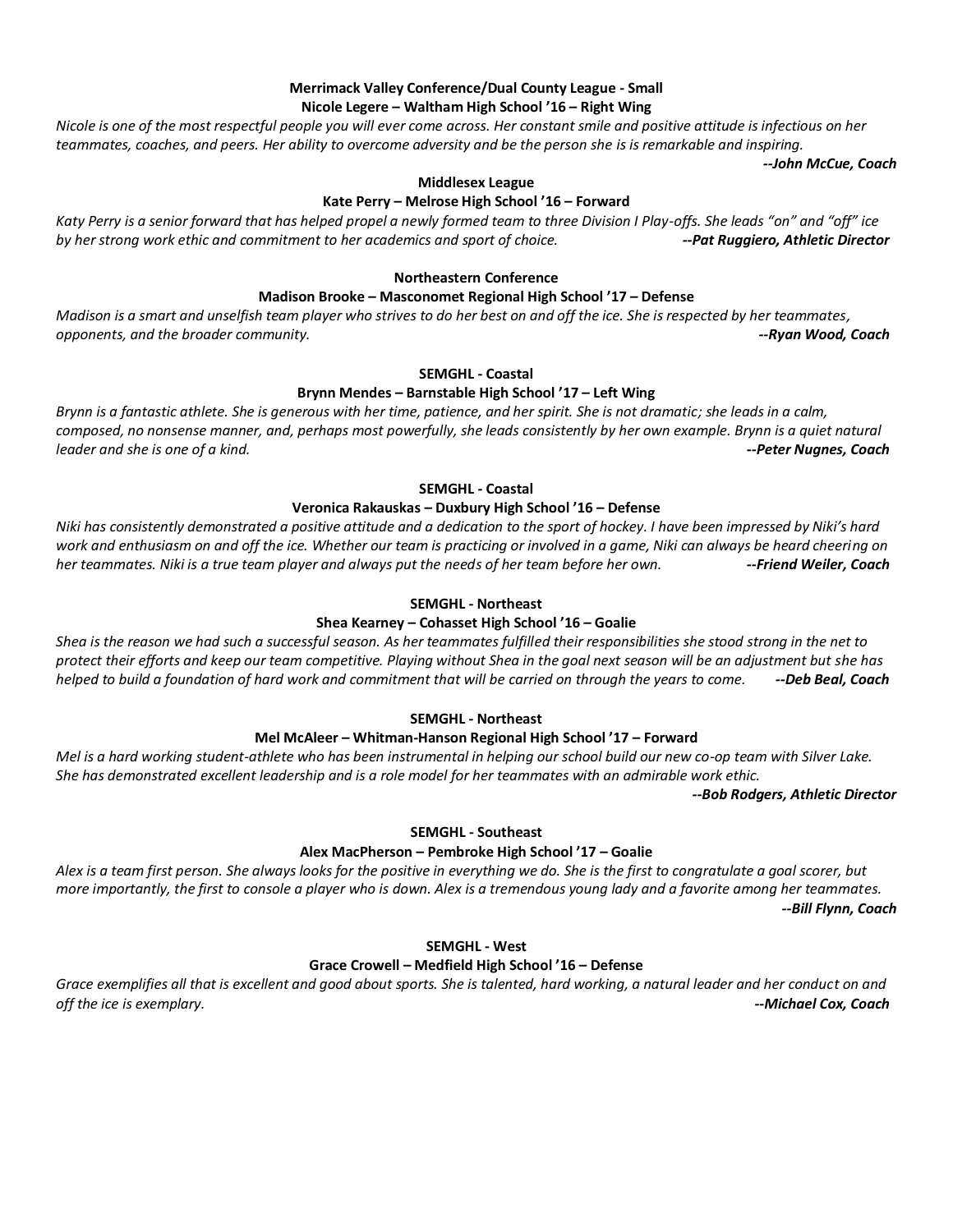**Merrimack Valley Conference/Dual County League - Small**

**Nicole Legere – Waltham High School '16 – Right Wing**

*Nicole is one of the most respectful people you will ever come across. Her constant smile and positive attitude is infectious on her teammates, coaches, and peers. Her ability to overcome adversity and be the person she is is remarkable and inspiring.*

***--John McCue, Coach***

**Middlesex League**

**Kate Perry – Melrose High School '16 – Forward**

*Katy Perry is a senior forward that has helped propel a newly formed team to three Division I Play-offs. She leads "on" and "off" ice by her strong work ethic and commitment to her academics and sport of choice.*

***--Pat Ruggiero, Athletic Director***

**Northeastern Conference**

**Madison Brooke – Masconomet Regional High School '17 – Defense**

*Madison is a smart and unselfish team player who strives to do her best on and off the ice. She is respected by her teammates, opponents, and the broader community.*

***--Ryan Wood, Coach***

**SEMGHL - Coastal**

**Brynn Mendes – Barnstable High School '17 – Left Wing**

*Brynn is a fantastic athlete. She is generous with her time, patience, and her spirit. She is not dramatic; she leads in a calm, composed, no nonsense manner, and, perhaps most powerfully, she leads consistently by her own example. Brynn is a quiet natural leader and she is one of a kind.*

***--Peter Nugnes, Coach***

**SEMGHL - Coastal**

**Veronica Rakauskas – Duxbury High School '16 – Defense**

*Niki has consistently demonstrated a positive attitude and a dedication to the sport of hockey. I have been impressed by Niki's hard work and enthusiasm on and off the ice. Whether our team is practicing or involved in a game, Niki can always be heard cheering on her teammates. Niki is a true team player and always put the needs of her team before her own.*

***--Friend Weiler, Coach***

**SEMGHL - Northeast**

**Shea Kearney – Cohasset High School '16 – Goalie**

*Shea is the reason we had such a successful season. As her teammates fulfilled their responsibilities she stood strong in the net to protect their efforts and keep our team competitive. Playing without Shea in the goal next season will be an adjustment but she has helped to build a foundation of hard work and commitment that will be carried on through the years to come.*

***--Deb Beal, Coach***

**SEMGHL - Northeast**

**Mel McAleer – Whitman-Hanson Regional High School '17 – Forward**

*Mel is a hard working student-athlete who has been instrumental in helping our school build our new co-op team with Silver Lake. She has demonstrated excellent leadership and is a role model for her teammates with an admirable work ethic.*

***--Bob Rodgers, Athletic Director***

**SEMGHL - Southeast**

**Alex MacPherson – Pembroke High School '17 – Goalie**

*Alex is a team first person. She always looks for the positive in everything we do. She is the first to congratulate a goal scorer, but more importantly, the first to console a player who is down. Alex is a tremendous young lady and a favorite among her teammates.*

***--Bill Flynn, Coach***

**SEMGHL - West**

**Grace Crowell – Medfield High School '16 – Defense**

*Grace exemplifies all that is excellent and good about sports. She is talented, hard working, a natural leader and her conduct on and off the ice is exemplary.*

***--Michael Cox, Coach***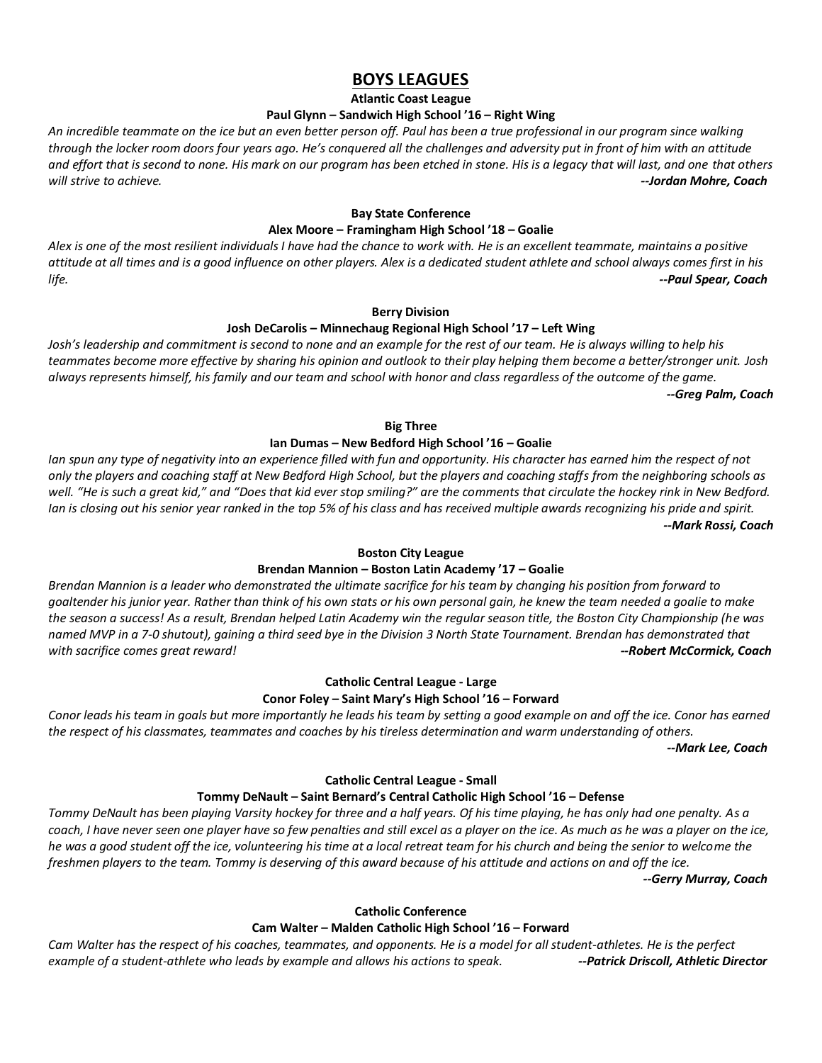# BOYS LEAGUES

**Atlantic Coast League**

**Paul Glynn – Sandwich High School '16 – Right Wing**

*An incredible teammate on the ice but an even better person off. Paul has been a true professional in our program since walking through the locker room doors four years ago. He's conquered all the challenges and adversity put in front of him with an attitude and effort that is second to none. His mark on our program has been etched in stone. His is a legacy that will last, and one that others will strive to achieve.* ***--Jordan Mohre, Coach***

**Bay State Conference**

**Alex Moore – Framingham High School '18 – Goalie**

*Alex is one of the most resilient individuals I have had the chance to work with. He is an excellent teammate, maintains a positive attitude at all times and is a good influence on other players. Alex is a dedicated student athlete and school always comes first in his life.* ***--Paul Spear, Coach***

**Berry Division**

**Josh DeCarolis – Minnechaug Regional High School '17 – Left Wing**

*Josh's leadership and commitment is second to none and an example for the rest of our team. He is always willing to help his teammates become more effective by sharing his opinion and outlook to their play helping them become a better/stronger unit. Josh always represents himself, his family and our team and school with honor and class regardless of the outcome of the game.* ***--Greg Palm, Coach***

**Big Three**

**Ian Dumas – New Bedford High School '16 – Goalie**

*Ian spun any type of negativity into an experience filled with fun and opportunity. His character has earned him the respect of not only the players and coaching staff at New Bedford High School, but the players and coaching staffs from the neighboring schools as well. "He is such a great kid," and "Does that kid ever stop smiling?" are the comments that circulate the hockey rink in New Bedford. Ian is closing out his senior year ranked in the top 5% of his class and has received multiple awards recognizing his pride and spirit.* ***--Mark Rossi, Coach***

**Boston City League**

**Brendan Mannion – Boston Latin Academy '17 – Goalie**

*Brendan Mannion is a leader who demonstrated the ultimate sacrifice for his team by changing his position from forward to goaltender his junior year. Rather than think of his own stats or his own personal gain, he knew the team needed a goalie to make the season a success! As a result, Brendan helped Latin Academy win the regular season title, the Boston City Championship (he was named MVP in a 7-0 shutout), gaining a third seed bye in the Division 3 North State Tournament. Brendan has demonstrated that with sacrifice comes great reward!* ***--Robert McCormick, Coach***

**Catholic Central League - Large**

**Conor Foley – Saint Mary's High School '16 – Forward**

*Conor leads his team in goals but more importantly he leads his team by setting a good example on and off the ice. Conor has earned the respect of his classmates, teammates and coaches by his tireless determination and warm understanding of others.* ***--Mark Lee, Coach***

**Catholic Central League - Small**

**Tommy DeNault – Saint Bernard's Central Catholic High School '16 – Defense**

*Tommy DeNault has been playing Varsity hockey for three and a half years. Of his time playing, he has only had one penalty. As a coach, I have never seen one player have so few penalties and still excel as a player on the ice. As much as he was a player on the ice, he was a good student off the ice, volunteering his time at a local retreat team for his church and being the senior to welcome the freshmen players to the team. Tommy is deserving of this award because of his attitude and actions on and off the ice.* ***--Gerry Murray, Coach***

**Catholic Conference**

**Cam Walter – Malden Catholic High School '16 – Forward**

*Cam Walter has the respect of his coaches, teammates, and opponents. He is a model for all student-athletes. He is the perfect example of a student-athlete who leads by example and allows his actions to speak.* ***--Patrick Driscoll, Athletic Director***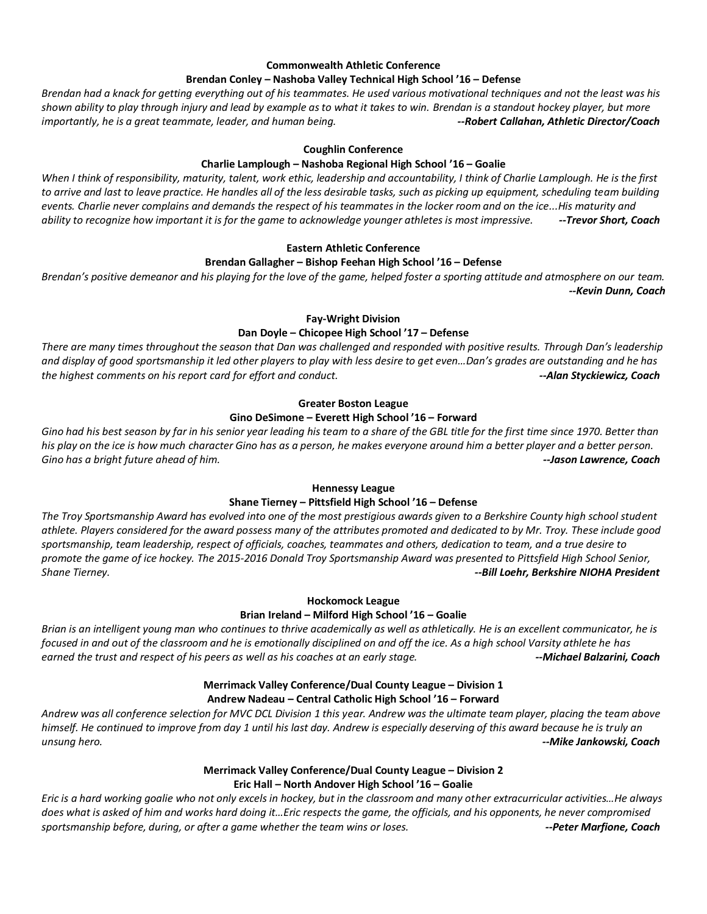**Commonwealth Athletic Conference**
**Brendan Conley – Nashoba Valley Technical High School '16 – Defense**

*Brendan had a knack for getting everything out of his teammates. He used various motivational techniques and not the least was his shown ability to play through injury and lead by example as to what it takes to win. Brendan is a standout hockey player, but more importantly, he is a great teammate, leader, and human being.* ***--Robert Callahan, Athletic Director/Coach***

**Coughlin Conference**
**Charlie Lamplough – Nashoba Regional High School '16 – Goalie**

*When I think of responsibility, maturity, talent, work ethic, leadership and accountability, I think of Charlie Lamplough. He is the first to arrive and last to leave practice. He handles all of the less desirable tasks, such as picking up equipment, scheduling team building events. Charlie never complains and demands the respect of his teammates in the locker room and on the ice...His maturity and ability to recognize how important it is for the game to acknowledge younger athletes is most impressive.* ***--Trevor Short, Coach***

**Eastern Athletic Conference**
**Brendan Gallagher – Bishop Feehan High School '16 – Defense**

*Brendan's positive demeanor and his playing for the love of the game, helped foster a sporting attitude and atmosphere on our team.* ***--Kevin Dunn, Coach***

**Fay-Wright Division**
**Dan Doyle – Chicopee High School '17 – Defense**

*There are many times throughout the season that Dan was challenged and responded with positive results. Through Dan's leadership and display of good sportsmanship it led other players to play with less desire to get even…Dan's grades are outstanding and he has the highest comments on his report card for effort and conduct.* ***--Alan Styckiewicz, Coach***

**Greater Boston League**
**Gino DeSimone – Everett High School '16 – Forward**

*Gino had his best season by far in his senior year leading his team to a share of the GBL title for the first time since 1970. Better than his play on the ice is how much character Gino has as a person, he makes everyone around him a better player and a better person. Gino has a bright future ahead of him.* ***--Jason Lawrence, Coach***

**Hennessy League**
**Shane Tierney – Pittsfield High School '16 – Defense**

*The Troy Sportsmanship Award has evolved into one of the most prestigious awards given to a Berkshire County high school student athlete. Players considered for the award possess many of the attributes promoted and dedicated to by Mr. Troy. These include good sportsmanship, team leadership, respect of officials, coaches, teammates and others, dedication to team, and a true desire to promote the game of ice hockey. The 2015-2016 Donald Troy Sportsmanship Award was presented to Pittsfield High School Senior, Shane Tierney.* ***--Bill Loehr, Berkshire NIOHA President***

**Hockomock League**
**Brian Ireland – Milford High School '16 – Goalie**

*Brian is an intelligent young man who continues to thrive academically as well as athletically. He is an excellent communicator, he is focused in and out of the classroom and he is emotionally disciplined on and off the ice. As a high school Varsity athlete he has earned the trust and respect of his peers as well as his coaches at an early stage.* ***--Michael Balzarini, Coach***

**Merrimack Valley Conference/Dual County League – Division 1**
**Andrew Nadeau – Central Catholic High School '16 – Forward**

*Andrew was all conference selection for MVC DCL Division 1 this year. Andrew was the ultimate team player, placing the team above himself. He continued to improve from day 1 until his last day. Andrew is especially deserving of this award because he is truly an unsung hero.* ***--Mike Jankowski, Coach***

**Merrimack Valley Conference/Dual County League – Division 2**
**Eric Hall – North Andover High School '16 – Goalie**

*Eric is a hard working goalie who not only excels in hockey, but in the classroom and many other extracurricular activities…He always does what is asked of him and works hard doing it…Eric respects the game, the officials, and his opponents, he never compromised sportsmanship before, during, or after a game whether the team wins or loses.* ***--Peter Marfione, Coach***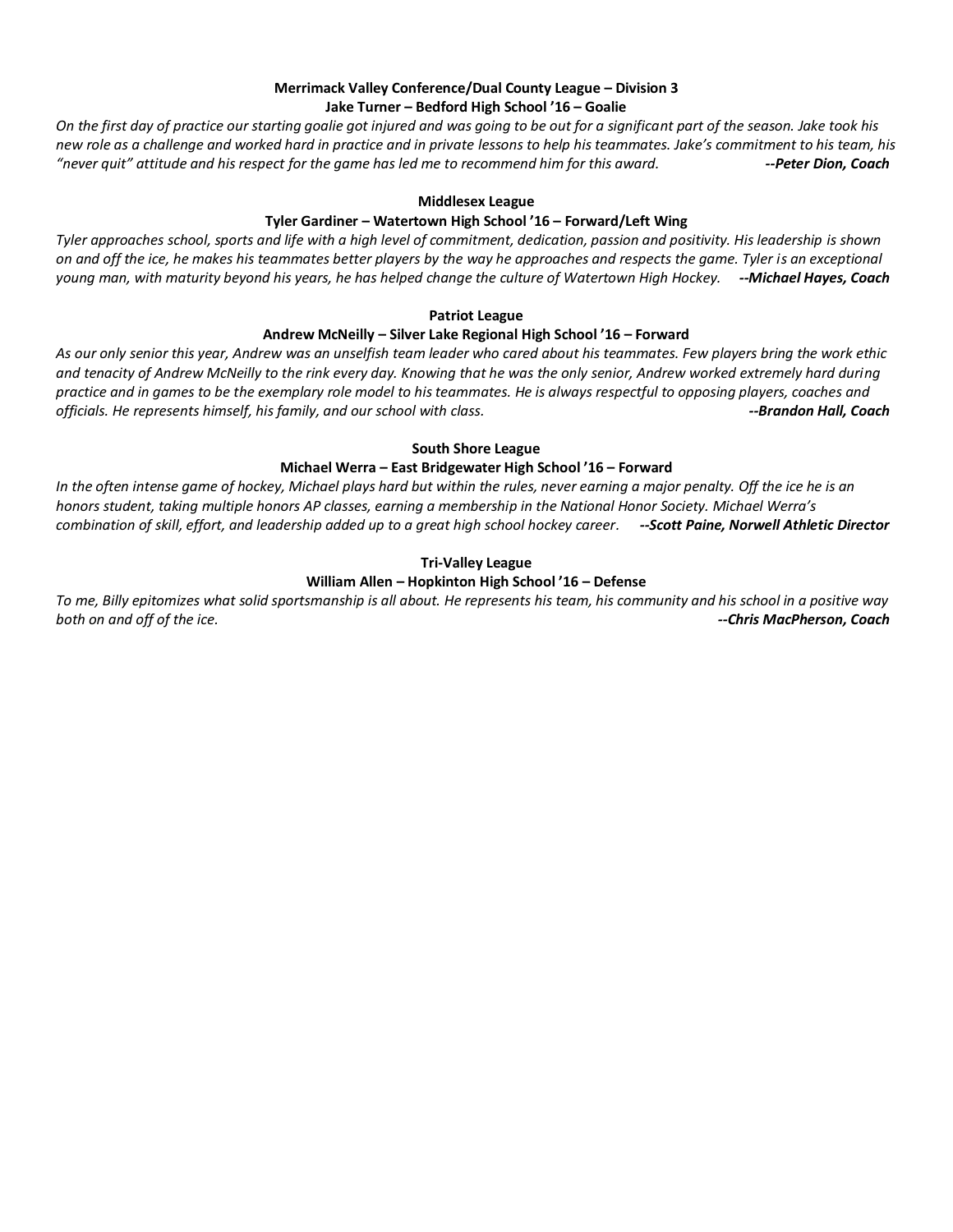**Merrimack Valley Conference/Dual County League – Division 3**

**Jake Turner – Bedford High School '16 – Goalie**

*On the first day of practice our starting goalie got injured and was going to be out for a significant part of the season. Jake took his new role as a challenge and worked hard in practice and in private lessons to help his teammates. Jake's commitment to his team, his "never quit" attitude and his respect for the game has led me to recommend him for this award.* ***--Peter Dion, Coach***

**Middlesex League**

**Tyler Gardiner – Watertown High School '16 – Forward/Left Wing**

*Tyler approaches school, sports and life with a high level of commitment, dedication, passion and positivity. His leadership is shown on and off the ice, he makes his teammates better players by the way he approaches and respects the game. Tyler is an exceptional young man, with maturity beyond his years, he has helped change the culture of Watertown High Hockey.* ***--Michael Hayes, Coach***

**Patriot League**

**Andrew McNeilly – Silver Lake Regional High School '16 – Forward**

*As our only senior this year, Andrew was an unselfish team leader who cared about his teammates. Few players bring the work ethic and tenacity of Andrew McNeilly to the rink every day. Knowing that he was the only senior, Andrew worked extremely hard during practice and in games to be the exemplary role model to his teammates. He is always respectful to opposing players, coaches and officials. He represents himself, his family, and our school with class.* ***--Brandon Hall, Coach***

**South Shore League**

**Michael Werra – East Bridgewater High School '16 – Forward**

*In the often intense game of hockey, Michael plays hard but within the rules, never earning a major penalty. Off the ice he is an honors student, taking multiple honors AP classes, earning a membership in the National Honor Society. Michael Werra's combination of skill, effort, and leadership added up to a great high school hockey career.* ***--Scott Paine, Norwell Athletic Director***

**Tri-Valley League**

**William Allen – Hopkinton High School '16 – Defense**

*To me, Billy epitomizes what solid sportsmanship is all about. He represents his team, his community and his school in a positive way both on and off of the ice.* ***--Chris MacPherson, Coach***